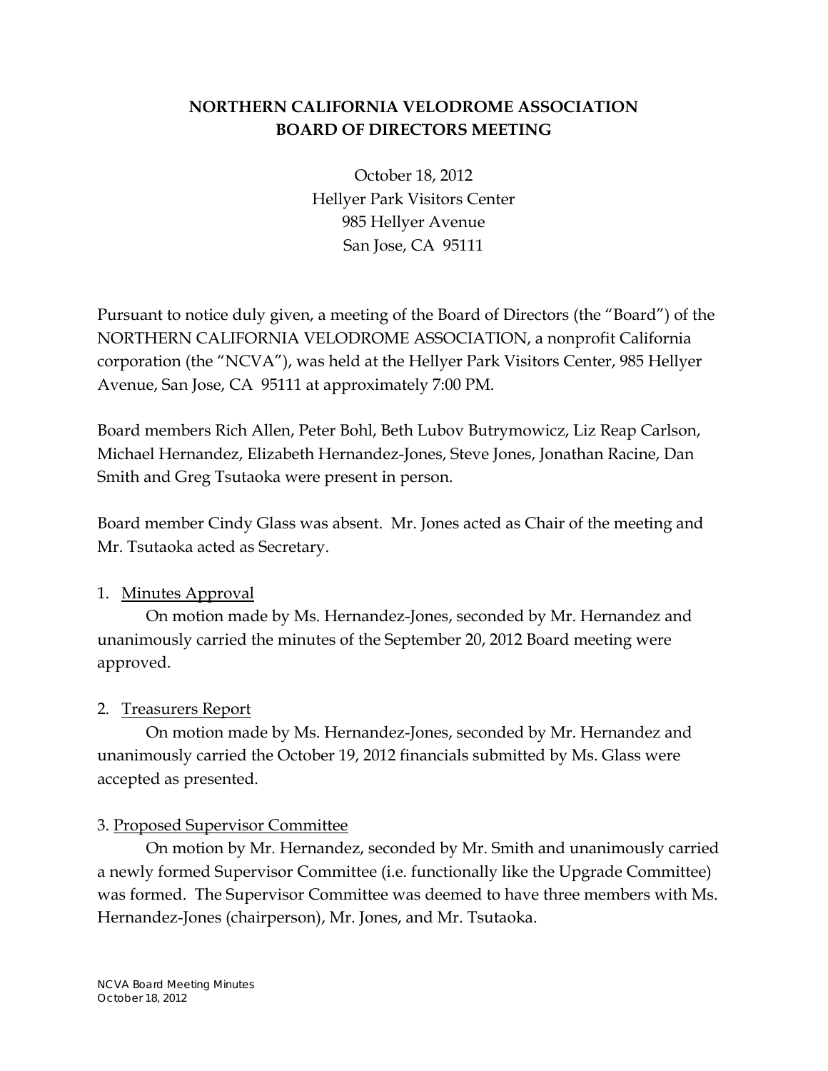# NORTHERN CALIFORNIA VELODROME ASSOCIATION
## BOARD OF DIRECTORS MEETING

October 18, 2012
Hellyer Park Visitors Center
985 Hellyer Avenue
San Jose, CA 95111

Pursuant to notice duly given, a meeting of the Board of Directors (the "Board") of the NORTHERN CALIFORNIA VELODROME ASSOCIATION, a nonprofit California corporation (the "NCVA"), was held at the Hellyer Park Visitors Center, 985 Hellyer Avenue, San Jose, CA 95111 at approximately 7:00 PM.

Board members Rich Allen, Peter Bohl, Beth Lubov Butrymowicz, Liz Reap Carlson, Michael Hernandez, Elizabeth Hernandez-Jones, Steve Jones, Jonathan Racine, Dan Smith and Greg Tsutaoka were present in person.

Board member Cindy Glass was absent. Mr. Jones acted as Chair of the meeting and Mr. Tsutaoka acted as Secretary.

1. Minutes Approval

On motion made by Ms. Hernandez-Jones, seconded by Mr. Hernandez and unanimously carried the minutes of the September 20, 2012 Board meeting were approved.

2. Treasurers Report

On motion made by Ms. Hernandez-Jones, seconded by Mr. Hernandez and unanimously carried the October 19, 2012 financials submitted by Ms. Glass were accepted as presented.

3. Proposed Supervisor Committee

On motion by Mr. Hernandez, seconded by Mr. Smith and unanimously carried a newly formed Supervisor Committee (i.e. functionally like the Upgrade Committee) was formed. The Supervisor Committee was deemed to have three members with Ms. Hernandez-Jones (chairperson), Mr. Jones, and Mr. Tsutaoka.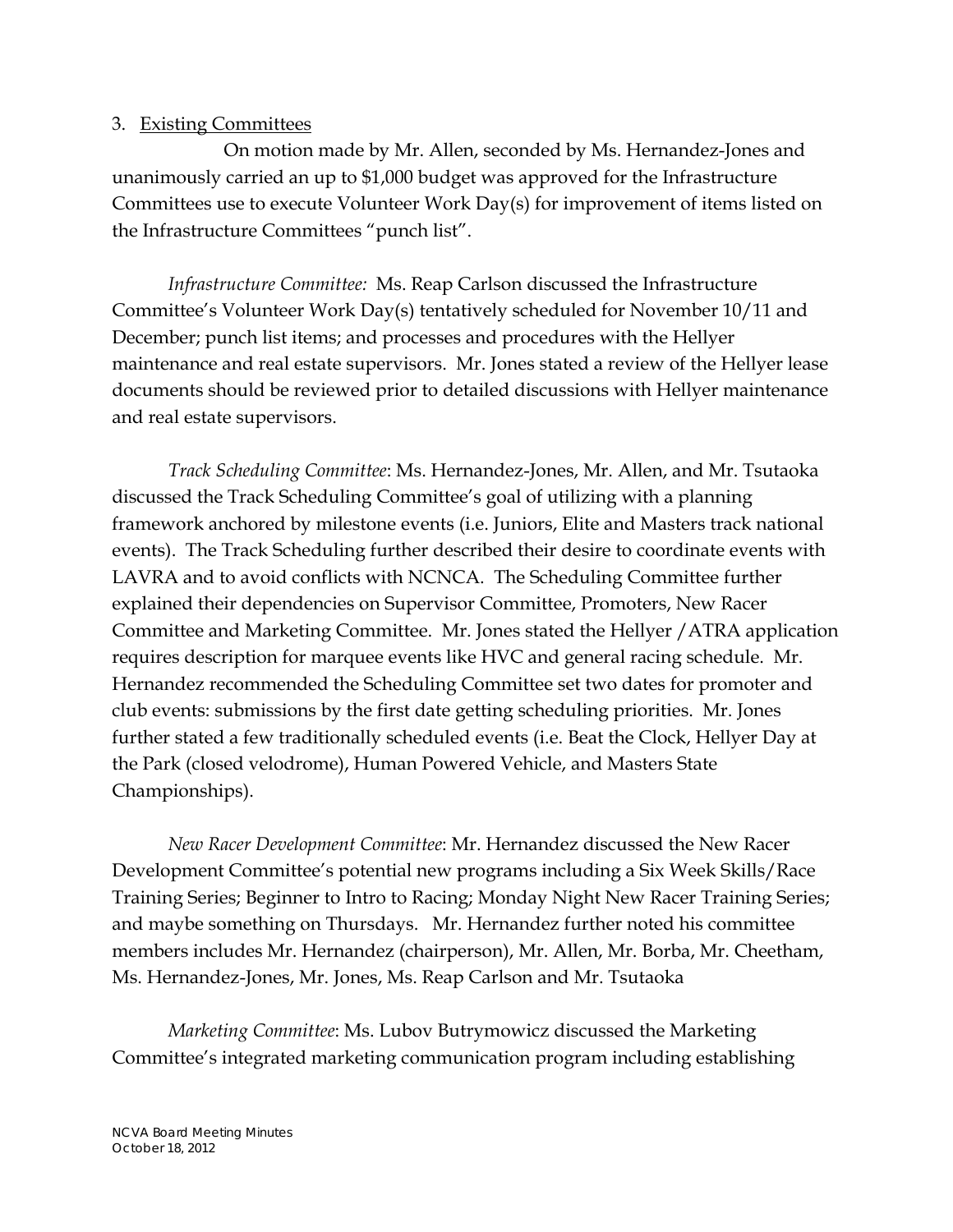3. <u>Existing Committees</u>

On motion made by Mr. Allen, seconded by Ms. Hernandez-Jones and unanimously carried an up to $1,000 budget was approved for the Infrastructure Committees use to execute Volunteer Work Day(s) for improvement of items listed on the Infrastructure Committees "punch list".

*Infrastructure Committee:* Ms. Reap Carlson discussed the Infrastructure Committee's Volunteer Work Day(s) tentatively scheduled for November 10/11 and December; punch list items; and processes and procedures with the Hellyer maintenance and real estate supervisors. Mr. Jones stated a review of the Hellyer lease documents should be reviewed prior to detailed discussions with Hellyer maintenance and real estate supervisors.

*Track Scheduling Committee*: Ms. Hernandez-Jones, Mr. Allen, and Mr. Tsutaoka discussed the Track Scheduling Committee's goal of utilizing with a planning framework anchored by milestone events (i.e. Juniors, Elite and Masters track national events). The Track Scheduling further described their desire to coordinate events with LAVRA and to avoid conflicts with NCNCA. The Scheduling Committee further explained their dependencies on Supervisor Committee, Promoters, New Racer Committee and Marketing Committee. Mr. Jones stated the Hellyer /ATRA application requires description for marquee events like HVC and general racing schedule. Mr. Hernandez recommended the Scheduling Committee set two dates for promoter and club events: submissions by the first date getting scheduling priorities. Mr. Jones further stated a few traditionally scheduled events (i.e. Beat the Clock, Hellyer Day at the Park (closed velodrome), Human Powered Vehicle, and Masters State Championships).

*New Racer Development Committee*: Mr. Hernandez discussed the New Racer Development Committee's potential new programs including a Six Week Skills/Race Training Series; Beginner to Intro to Racing; Monday Night New Racer Training Series; and maybe something on Thursdays. Mr. Hernandez further noted his committee members includes Mr. Hernandez (chairperson), Mr. Allen, Mr. Borba, Mr. Cheetham, Ms. Hernandez-Jones, Mr. Jones, Ms. Reap Carlson and Mr. Tsutaoka

*Marketing Committee*: Ms. Lubov Butrymowicz discussed the Marketing Committee's integrated marketing communication program including establishing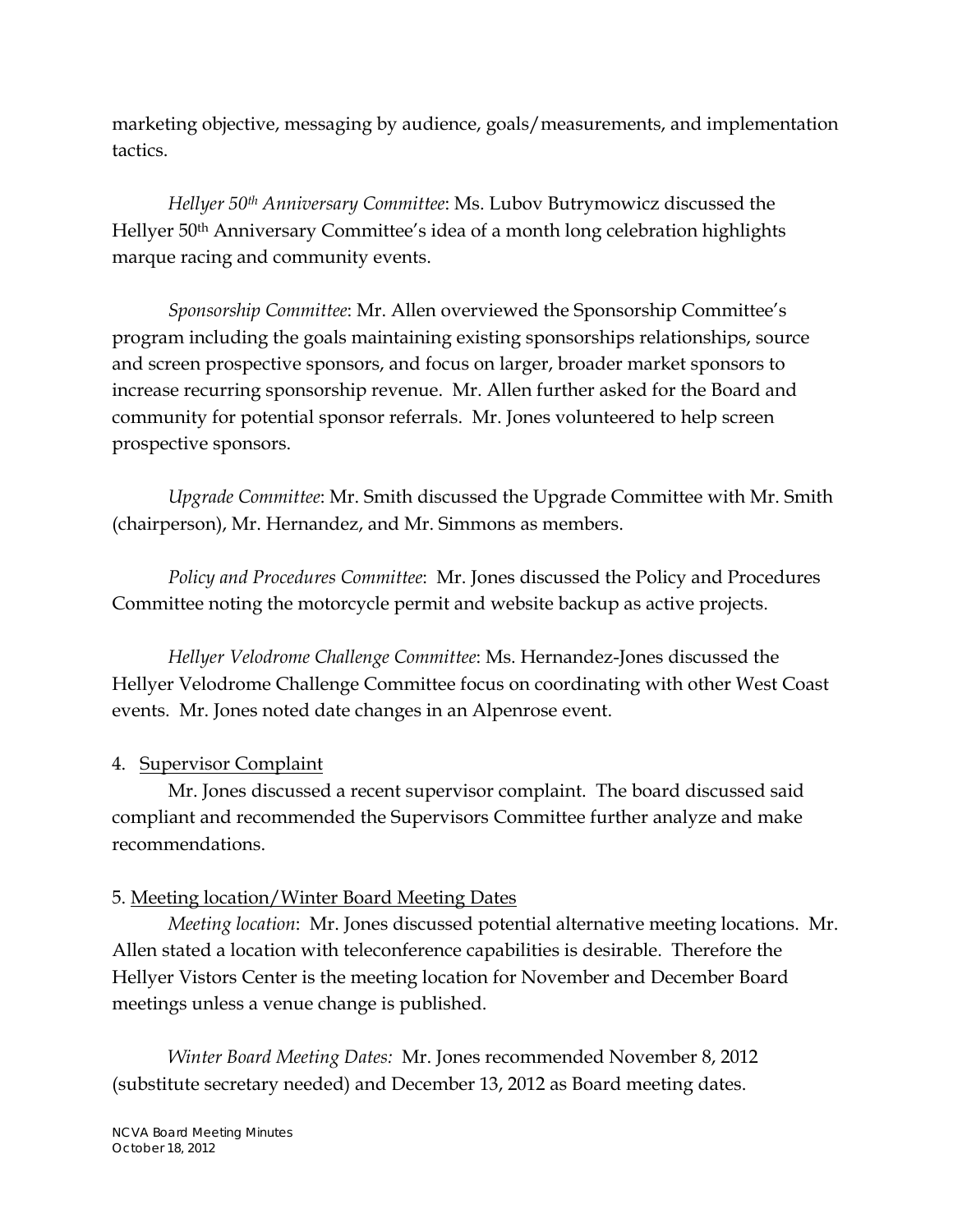marketing objective, messaging by audience, goals/measurements, and implementation tactics.

*Hellyer 50th Anniversary Committee*: Ms. Lubov Butrymowicz discussed the Hellyer 50th Anniversary Committee's idea of a month long celebration highlights marque racing and community events.

*Sponsorship Committee*: Mr. Allen overviewed the Sponsorship Committee's program including the goals maintaining existing sponsorships relationships, source and screen prospective sponsors, and focus on larger, broader market sponsors to increase recurring sponsorship revenue. Mr. Allen further asked for the Board and community for potential sponsor referrals. Mr. Jones volunteered to help screen prospective sponsors.

*Upgrade Committee*: Mr. Smith discussed the Upgrade Committee with Mr. Smith (chairperson), Mr. Hernandez, and Mr. Simmons as members.

*Policy and Procedures Committee*: Mr. Jones discussed the Policy and Procedures Committee noting the motorcycle permit and website backup as active projects.

*Hellyer Velodrome Challenge Committee*: Ms. Hernandez-Jones discussed the Hellyer Velodrome Challenge Committee focus on coordinating with other West Coast events. Mr. Jones noted date changes in an Alpenrose event.

4. Supervisor Complaint

Mr. Jones discussed a recent supervisor complaint. The board discussed said compliant and recommended the Supervisors Committee further analyze and make recommendations.

5. Meeting location/Winter Board Meeting Dates

*Meeting location*: Mr. Jones discussed potential alternative meeting locations. Mr. Allen stated a location with teleconference capabilities is desirable. Therefore the Hellyer Vistors Center is the meeting location for November and December Board meetings unless a venue change is published.

*Winter Board Meeting Dates:* Mr. Jones recommended November 8, 2012 (substitute secretary needed) and December 13, 2012 as Board meeting dates.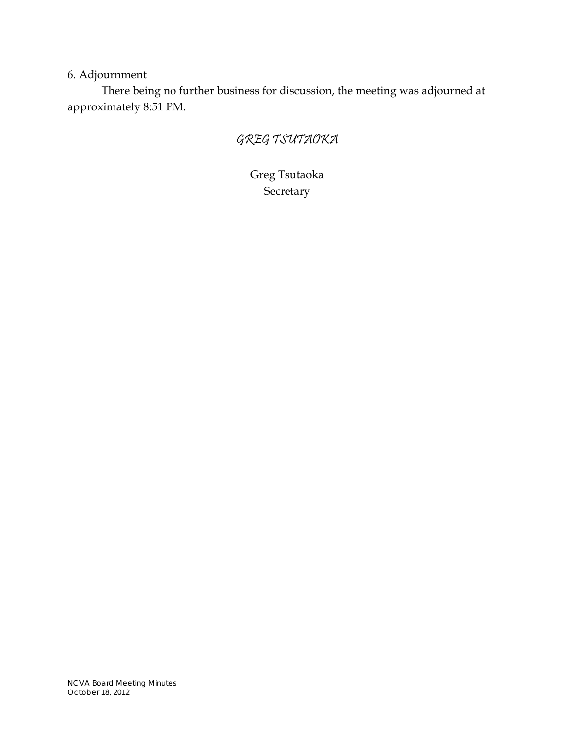6. <u>Adjournment</u>

There being no further business for discussion, the meeting was adjourned at approximately 8:51 PM.

*GREG TSUTAOKA*

Greg Tsutaoka
Secretary